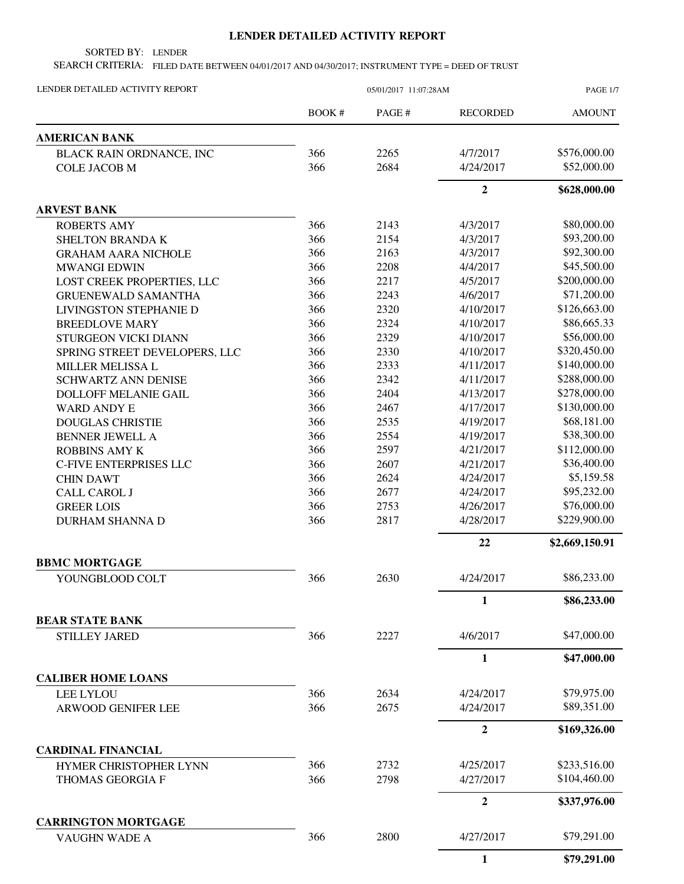# LENDER DETAILED ACTIVITY REPORT

SORTED BY: LENDER

SEARCH CRITERIA: FILED DATE BETWEEN 04/01/2017 AND 04/30/2017; INSTRUMENT TYPE = DEED OF TRUST

LENDER DETAILED ACTIVITY REPORT 05/01/2017 11:07:28AM

| | BOOK # | PAGE # | RECORDED | AMOUNT |
|---|---|---|---|---|
| **AMERICAN BANK** | | | | |
| BLACK RAIN ORDNANCE, INC | 366 | 2265 | 4/7/2017 | $576,000.00 |
| COLE JACOB M | 366 | 2684 | 4/24/2017 | $52,000.00 |
| | | | **2** | **$628,000.00** |
| **ARVEST BANK** | | | | |
| ROBERTS AMY | 366 | 2143 | 4/3/2017 | $80,000.00 |
| SHELTON BRANDA K | 366 | 2154 | 4/3/2017 | $93,200.00 |
| GRAHAM AARA NICHOLE | 366 | 2163 | 4/3/2017 | $92,300.00 |
| MWANGI EDWIN | 366 | 2208 | 4/4/2017 | $45,500.00 |
| LOST CREEK PROPERTIES, LLC | 366 | 2217 | 4/5/2017 | $200,000.00 |
| GRUENEWALD SAMANTHA | 366 | 2243 | 4/6/2017 | $71,200.00 |
| LIVINGSTON STEPHANIE D | 366 | 2320 | 4/10/2017 | $126,663.00 |
| BREEDLOVE MARY | 366 | 2324 | 4/10/2017 | $86,665.33 |
| STURGEON VICKI DIANN | 366 | 2329 | 4/10/2017 | $56,000.00 |
| SPRING STREET DEVELOPERS, LLC | 366 | 2330 | 4/10/2017 | $320,450.00 |
| MILLER MELISSA L | 366 | 2333 | 4/11/2017 | $140,000.00 |
| SCHWARTZ ANN DENISE | 366 | 2342 | 4/11/2017 | $288,000.00 |
| DOLLOFF MELANIE GAIL | 366 | 2404 | 4/13/2017 | $278,000.00 |
| WARD ANDY E | 366 | 2467 | 4/17/2017 | $130,000.00 |
| DOUGLAS CHRISTIE | 366 | 2535 | 4/19/2017 | $68,181.00 |
| BENNER JEWELL A | 366 | 2554 | 4/19/2017 | $38,300.00 |
| ROBBINS AMY K | 366 | 2597 | 4/21/2017 | $112,000.00 |
| C-FIVE ENTERPRISES LLC | 366 | 2607 | 4/21/2017 | $36,400.00 |
| CHIN DAWT | 366 | 2624 | 4/24/2017 | $5,159.58 |
| CALL CAROL J | 366 | 2677 | 4/24/2017 | $95,232.00 |
| GREER LOIS | 366 | 2753 | 4/26/2017 | $76,000.00 |
| DURHAM SHANNA D | 366 | 2817 | 4/28/2017 | $229,900.00 |
| | | | **22** | **$2,669,150.91** |
| **BBMC MORTGAGE** | | | | |
| YOUNGBLOOD COLT | 366 | 2630 | 4/24/2017 | $86,233.00 |
| | | | **1** | **$86,233.00** |
| **BEAR STATE BANK** | | | | |
| STILLEY JARED | 366 | 2227 | 4/6/2017 | $47,000.00 |
| | | | **1** | **$47,000.00** |
| **CALIBER HOME LOANS** | | | | |
| LEE LYLOU | 366 | 2634 | 4/24/2017 | $79,975.00 |
| ARWOOD GENIFER LEE | 366 | 2675 | 4/24/2017 | $89,351.00 |
| | | | **2** | **$169,326.00** |
| **CARDINAL FINANCIAL** | | | | |
| HYMER CHRISTOPHER LYNN | 366 | 2732 | 4/25/2017 | $233,516.00 |
| THOMAS GEORGIA F | 366 | 2798 | 4/27/2017 | $104,460.00 |
| | | | **2** | **$337,976.00** |
| **CARRINGTON MORTGAGE** | | | | |
| VAUGHN WADE A | 366 | 2800 | 4/27/2017 | $79,291.00 |
| | | | **1** | **$79,291.00** |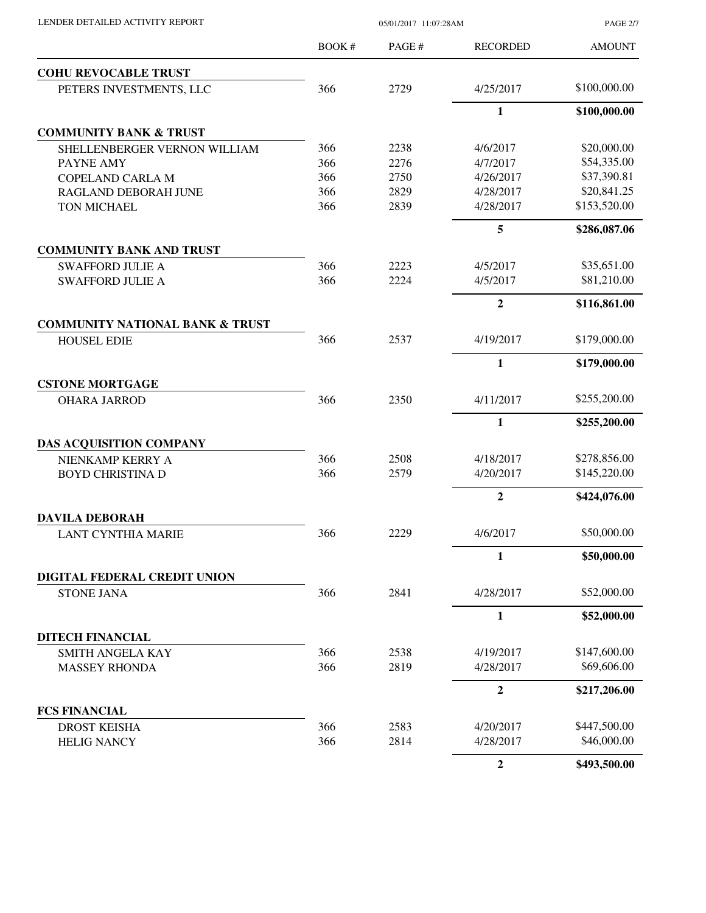| | BOOK # | PAGE # | RECORDED | AMOUNT |
|---|---|---|---|---|
| **COHU REVOCABLE TRUST** | | | | |
| PETERS INVESTMENTS, LLC | 366 | 2729 | 4/25/2017 | $100,000.00 |
| | | | **1** | **$100,000.00** |
| **COMMUNITY BANK & TRUST** | | | | |
| SHELLENBERGER VERNON WILLIAM | 366 | 2238 | 4/6/2017 | $20,000.00 |
| PAYNE AMY | 366 | 2276 | 4/7/2017 | $54,335.00 |
| COPELAND CARLA M | 366 | 2750 | 4/26/2017 | $37,390.81 |
| RAGLAND DEBORAH JUNE | 366 | 2829 | 4/28/2017 | $20,841.25 |
| TON MICHAEL | 366 | 2839 | 4/28/2017 | $153,520.00 |
| | | | **5** | **$286,087.06** |
| **COMMUNITY BANK AND TRUST** | | | | |
| SWAFFORD JULIE A | 366 | 2223 | 4/5/2017 | $35,651.00 |
| SWAFFORD JULIE A | 366 | 2224 | 4/5/2017 | $81,210.00 |
| | | | **2** | **$116,861.00** |
| **COMMUNITY NATIONAL BANK & TRUST** | | | | |
| HOUSEL EDIE | 366 | 2537 | 4/19/2017 | $179,000.00 |
| | | | **1** | **$179,000.00** |
| **CSTONE MORTGAGE** | | | | |
| OHARA JARROD | 366 | 2350 | 4/11/2017 | $255,200.00 |
| | | | **1** | **$255,200.00** |
| **DAS ACQUISITION COMPANY** | | | | |
| NIENKAMP KERRY A | 366 | 2508 | 4/18/2017 | $278,856.00 |
| BOYD CHRISTINA D | 366 | 2579 | 4/20/2017 | $145,220.00 |
| | | | **2** | **$424,076.00** |
| **DAVILA DEBORAH** | | | | |
| LANT CYNTHIA MARIE | 366 | 2229 | 4/6/2017 | $50,000.00 |
| | | | **1** | **$50,000.00** |
| **DIGITAL FEDERAL CREDIT UNION** | | | | |
| STONE JANA | 366 | 2841 | 4/28/2017 | $52,000.00 |
| | | | **1** | **$52,000.00** |
| **DITECH FINANCIAL** | | | | |
| SMITH ANGELA KAY | 366 | 2538 | 4/19/2017 | $147,600.00 |
| MASSEY RHONDA | 366 | 2819 | 4/28/2017 | $69,606.00 |
| | | | **2** | **$217,206.00** |
| **FCS FINANCIAL** | | | | |
| DROST KEISHA | 366 | 2583 | 4/20/2017 | $447,500.00 |
| HELIG NANCY | 366 | 2814 | 4/28/2017 | $46,000.00 |
| | | | **2** | **$493,500.00** |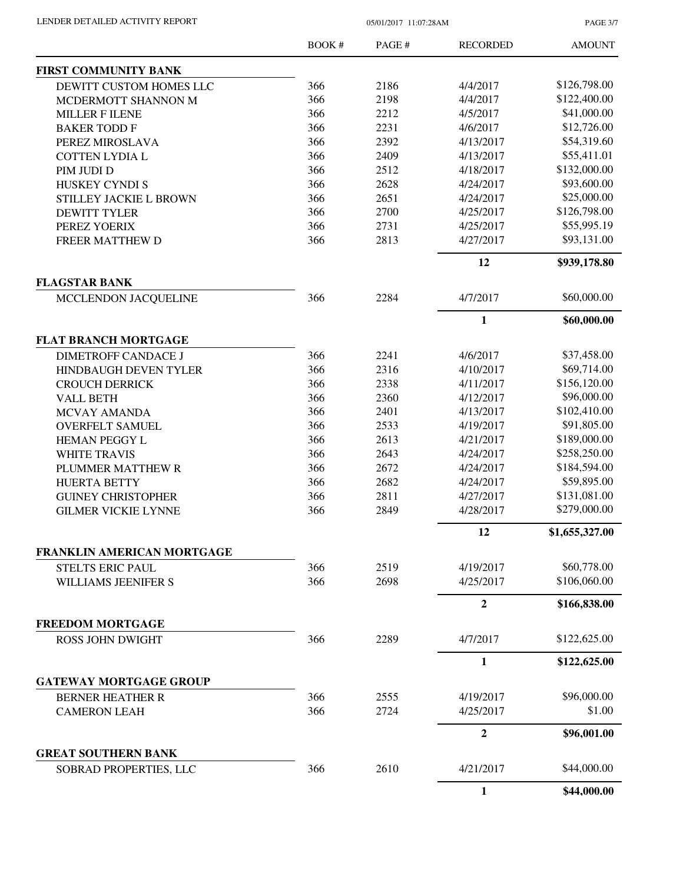| | BOOK # | PAGE # | RECORDED | AMOUNT |
|---|---|---|---|---|
| **FIRST COMMUNITY BANK** | | | | |
| DEWITT CUSTOM HOMES LLC | 366 | 2186 | 4/4/2017 | $126,798.00 |
| MCDERMOTT SHANNON M | 366 | 2198 | 4/4/2017 | $122,400.00 |
| MILLER F ILENE | 366 | 2212 | 4/5/2017 | $41,000.00 |
| BAKER TODD F | 366 | 2231 | 4/6/2017 | $12,726.00 |
| PEREZ MIROSLAVA | 366 | 2392 | 4/13/2017 | $54,319.60 |
| COTTEN LYDIA L | 366 | 2409 | 4/13/2017 | $55,411.01 |
| PIM JUDI D | 366 | 2512 | 4/18/2017 | $132,000.00 |
| HUSKEY CYNDI S | 366 | 2628 | 4/24/2017 | $93,600.00 |
| STILLEY JACKIE L BROWN | 366 | 2651 | 4/24/2017 | $25,000.00 |
| DEWITT TYLER | 366 | 2700 | 4/25/2017 | $126,798.00 |
| PEREZ YOERIX | 366 | 2731 | 4/25/2017 | $55,995.19 |
| FREER MATTHEW D | 366 | 2813 | 4/27/2017 | $93,131.00 |
| | | | **12** | **$939,178.80** |
| **FLAGSTAR BANK** | | | | |
| MCCLENDON JACQUELINE | 366 | 2284 | 4/7/2017 | $60,000.00 |
| | | | **1** | **$60,000.00** |
| **FLAT BRANCH MORTGAGE** | | | | |
| DIMETROFF CANDACE J | 366 | 2241 | 4/6/2017 | $37,458.00 |
| HINDBAUGH DEVEN TYLER | 366 | 2316 | 4/10/2017 | $69,714.00 |
| CROUCH DERRICK | 366 | 2338 | 4/11/2017 | $156,120.00 |
| VALL BETH | 366 | 2360 | 4/12/2017 | $96,000.00 |
| MCVAY AMANDA | 366 | 2401 | 4/13/2017 | $102,410.00 |
| OVERFELT SAMUEL | 366 | 2533 | 4/19/2017 | $91,805.00 |
| HEMAN PEGGY L | 366 | 2613 | 4/21/2017 | $189,000.00 |
| WHITE TRAVIS | 366 | 2643 | 4/24/2017 | $258,250.00 |
| PLUMMER MATTHEW R | 366 | 2672 | 4/24/2017 | $184,594.00 |
| HUERTA BETTY | 366 | 2682 | 4/24/2017 | $59,895.00 |
| GUINEY CHRISTOPHER | 366 | 2811 | 4/27/2017 | $131,081.00 |
| GILMER VICKIE LYNNE | 366 | 2849 | 4/28/2017 | $279,000.00 |
| | | | **12** | **$1,655,327.00** |
| **FRANKLIN AMERICAN MORTGAGE** | | | | |
| STELTS ERIC PAUL | 366 | 2519 | 4/19/2017 | $60,778.00 |
| WILLIAMS JEENIFER S | 366 | 2698 | 4/25/2017 | $106,060.00 |
| | | | **2** | **$166,838.00** |
| **FREEDOM MORTGAGE** | | | | |
| ROSS JOHN DWIGHT | 366 | 2289 | 4/7/2017 | $122,625.00 |
| | | | **1** | **$122,625.00** |
| **GATEWAY MORTGAGE GROUP** | | | | |
| BERNER HEATHER R | 366 | 2555 | 4/19/2017 | $96,000.00 |
| CAMERON LEAH | 366 | 2724 | 4/25/2017 | $1.00 |
| | | | **2** | **$96,001.00** |
| **GREAT SOUTHERN BANK** | | | | |
| SOBRAD PROPERTIES, LLC | 366 | 2610 | 4/21/2017 | $44,000.00 |
| | | | **1** | **$44,000.00** |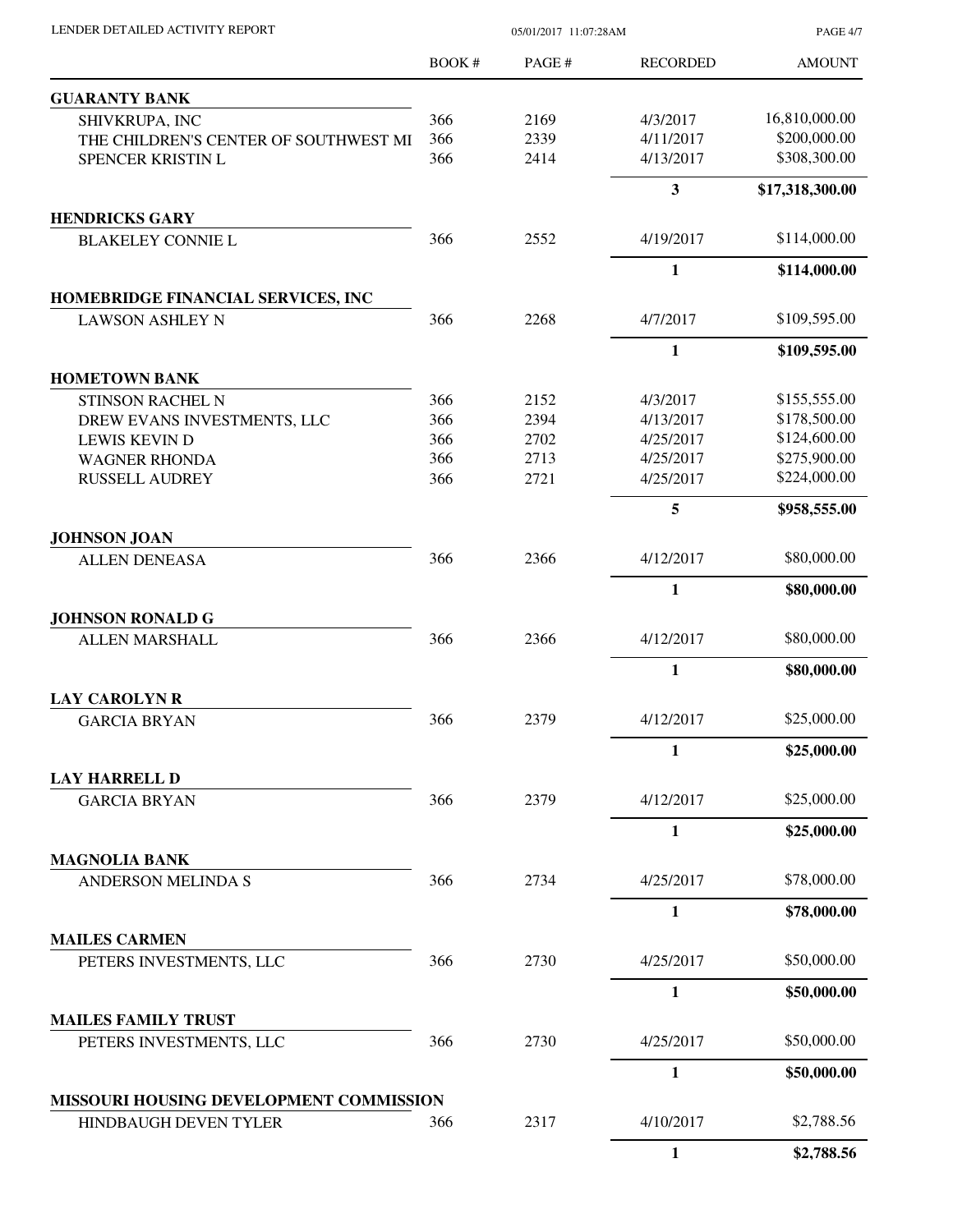| | BOOK # | PAGE # | RECORDED | AMOUNT |
|---|---|---|---|---|
| **GUARANTY BANK** | | | | |
| SHIVKRUPA, INC | 366 | 2169 | 4/3/2017 | 16,810,000.00 |
| THE CHILDREN'S CENTER OF SOUTHWEST MI | 366 | 2339 | 4/11/2017 | $200,000.00 |
| SPENCER KRISTIN L | 366 | 2414 | 4/13/2017 | $308,300.00 |
| | | | **3** | **$17,318,300.00** |
| **HENDRICKS GARY** | | | | |
| BLAKELEY CONNIE L | 366 | 2552 | 4/19/2017 | $114,000.00 |
| | | | **1** | **$114,000.00** |
| **HOMEBRIDGE FINANCIAL SERVICES, INC** | | | | |
| LAWSON ASHLEY N | 366 | 2268 | 4/7/2017 | $109,595.00 |
| | | | **1** | **$109,595.00** |
| **HOMETOWN BANK** | | | | |
| STINSON RACHEL N | 366 | 2152 | 4/3/2017 | $155,555.00 |
| DREW EVANS INVESTMENTS, LLC | 366 | 2394 | 4/13/2017 | $178,500.00 |
| LEWIS KEVIN D | 366 | 2702 | 4/25/2017 | $124,600.00 |
| WAGNER RHONDA | 366 | 2713 | 4/25/2017 | $275,900.00 |
| RUSSELL AUDREY | 366 | 2721 | 4/25/2017 | $224,000.00 |
| | | | **5** | **$958,555.00** |
| **JOHNSON JOAN** | | | | |
| ALLEN DENEASA | 366 | 2366 | 4/12/2017 | $80,000.00 |
| | | | **1** | **$80,000.00** |
| **JOHNSON RONALD G** | | | | |
| ALLEN MARSHALL | 366 | 2366 | 4/12/2017 | $80,000.00 |
| | | | **1** | **$80,000.00** |
| **LAY CAROLYN R** | | | | |
| GARCIA BRYAN | 366 | 2379 | 4/12/2017 | $25,000.00 |
| | | | **1** | **$25,000.00** |
| **LAY HARRELL D** | | | | |
| GARCIA BRYAN | 366 | 2379 | 4/12/2017 | $25,000.00 |
| | | | **1** | **$25,000.00** |
| **MAGNOLIA BANK** | | | | |
| ANDERSON MELINDA S | 366 | 2734 | 4/25/2017 | $78,000.00 |
| | | | **1** | **$78,000.00** |
| **MAILES CARMEN** | | | | |
| PETERS INVESTMENTS, LLC | 366 | 2730 | 4/25/2017 | $50,000.00 |
| | | | **1** | **$50,000.00** |
| **MAILES FAMILY TRUST** | | | | |
| PETERS INVESTMENTS, LLC | 366 | 2730 | 4/25/2017 | $50,000.00 |
| | | | **1** | **$50,000.00** |
| **MISSOURI HOUSING DEVELOPMENT COMMISSION** | | | | |
| HINDBAUGH DEVEN TYLER | 366 | 2317 | 4/10/2017 | $2,788.56 |
| | | | **1** | **$2,788.56** |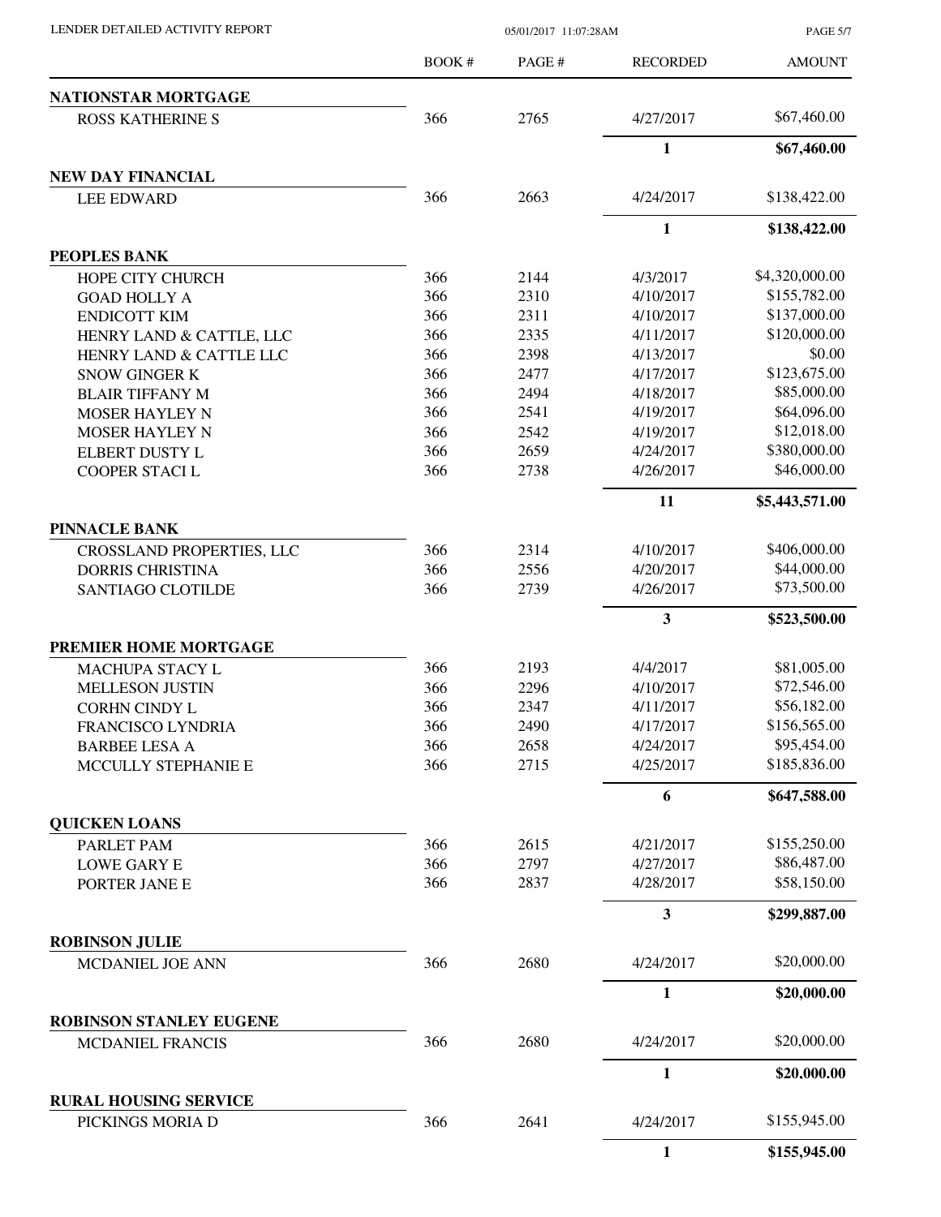# LENDER DETAILED ACTIVITY REPORT

05/01/2017 11:07:28AM

| | BOOK # | PAGE # | RECORDED | AMOUNT |
|---|---|---|---|---|
| **NATIONSTAR MORTGAGE** | | | | |
| ROSS KATHERINE S | 366 | 2765 | 4/27/2017 | $67,460.00 |
| | | | **1** | **$67,460.00** |
| **NEW DAY FINANCIAL** | | | | |
| LEE EDWARD | 366 | 2663 | 4/24/2017 | $138,422.00 |
| | | | **1** | **$138,422.00** |
| **PEOPLES BANK** | | | | |
| HOPE CITY CHURCH | 366 | 2144 | 4/3/2017 | $4,320,000.00 |
| GOAD HOLLY A | 366 | 2310 | 4/10/2017 | $155,782.00 |
| ENDICOTT KIM | 366 | 2311 | 4/10/2017 | $137,000.00 |
| HENRY LAND & CATTLE, LLC | 366 | 2335 | 4/11/2017 | $120,000.00 |
| HENRY LAND & CATTLE LLC | 366 | 2398 | 4/13/2017 | $0.00 |
| SNOW GINGER K | 366 | 2477 | 4/17/2017 | $123,675.00 |
| BLAIR TIFFANY M | 366 | 2494 | 4/18/2017 | $85,000.00 |
| MOSER HAYLEY N | 366 | 2541 | 4/19/2017 | $64,096.00 |
| MOSER HAYLEY N | 366 | 2542 | 4/19/2017 | $12,018.00 |
| ELBERT DUSTY L | 366 | 2659 | 4/24/2017 | $380,000.00 |
| COOPER STACI L | 366 | 2738 | 4/26/2017 | $46,000.00 |
| | | | **11** | **$5,443,571.00** |
| **PINNACLE BANK** | | | | |
| CROSSLAND PROPERTIES, LLC | 366 | 2314 | 4/10/2017 | $406,000.00 |
| DORRIS CHRISTINA | 366 | 2556 | 4/20/2017 | $44,000.00 |
| SANTIAGO CLOTILDE | 366 | 2739 | 4/26/2017 | $73,500.00 |
| | | | **3** | **$523,500.00** |
| **PREMIER HOME MORTGAGE** | | | | |
| MACHUPA STACY L | 366 | 2193 | 4/4/2017 | $81,005.00 |
| MELLESON JUSTIN | 366 | 2296 | 4/10/2017 | $72,546.00 |
| CORHN CINDY L | 366 | 2347 | 4/11/2017 | $56,182.00 |
| FRANCISCO LYNDRIA | 366 | 2490 | 4/17/2017 | $156,565.00 |
| BARBEE LESA A | 366 | 2658 | 4/24/2017 | $95,454.00 |
| MCCULLY STEPHANIE E | 366 | 2715 | 4/25/2017 | $185,836.00 |
| | | | **6** | **$647,588.00** |
| **QUICKEN LOANS** | | | | |
| PARLET PAM | 366 | 2615 | 4/21/2017 | $155,250.00 |
| LOWE GARY E | 366 | 2797 | 4/27/2017 | $86,487.00 |
| PORTER JANE E | 366 | 2837 | 4/28/2017 | $58,150.00 |
| | | | **3** | **$299,887.00** |
| **ROBINSON JULIE** | | | | |
| MCDANIEL JOE ANN | 366 | 2680 | 4/24/2017 | $20,000.00 |
| | | | **1** | **$20,000.00** |
| **ROBINSON STANLEY EUGENE** | | | | |
| MCDANIEL FRANCIS | 366 | 2680 | 4/24/2017 | $20,000.00 |
| | | | **1** | **$20,000.00** |
| **RURAL HOUSING SERVICE** | | | | |
| PICKINGS MORIA D | 366 | 2641 | 4/24/2017 | $155,945.00 |
| | | | **1** | **$155,945.00** |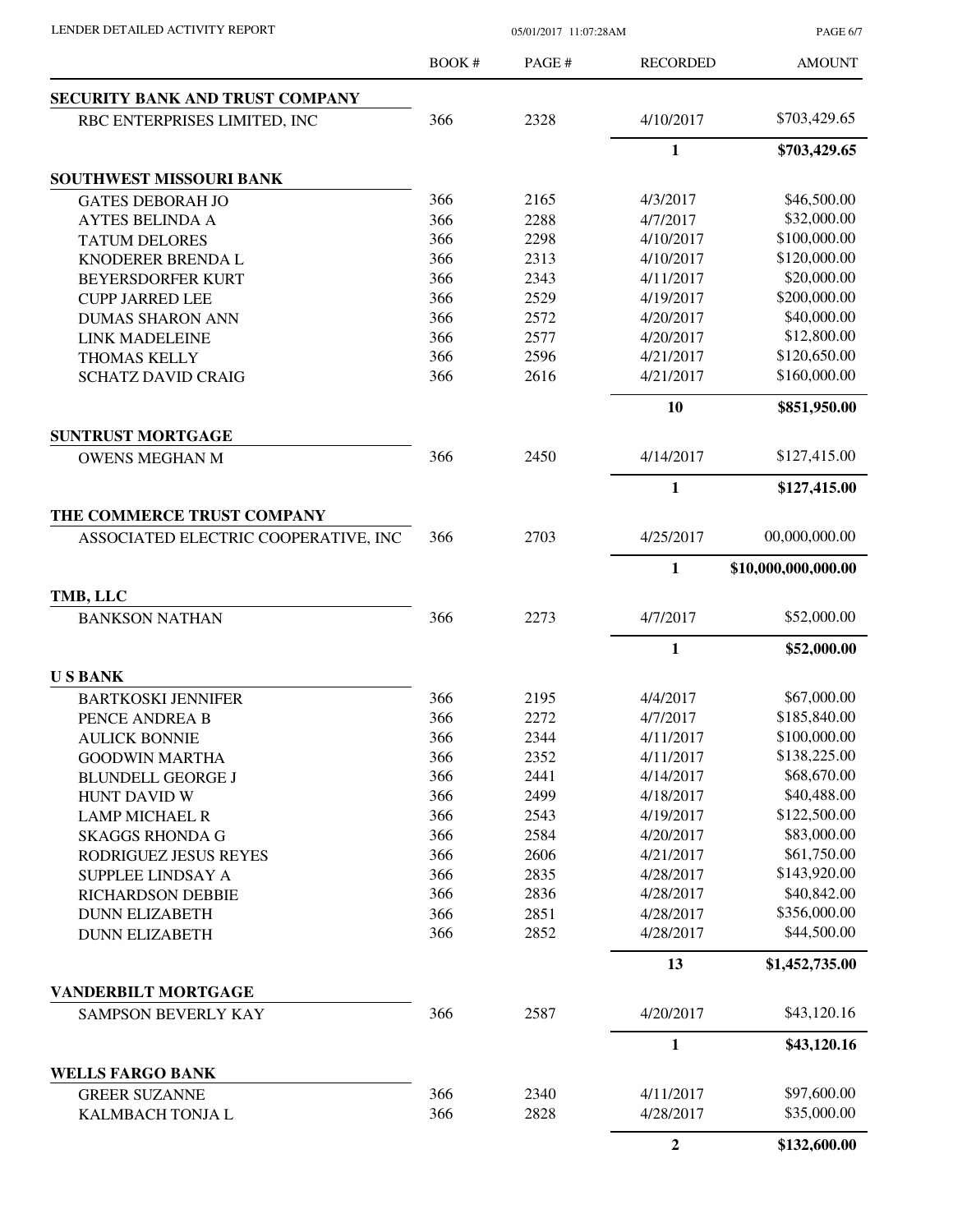LENDER DETAILED ACTIVITY REPORT

05/01/2017 11:07:28AM

| | BOOK # | PAGE # | RECORDED | AMOUNT |
|---|---|---|---|---|
| **SECURITY BANK AND TRUST COMPANY** | | | | |
| RBC ENTERPRISES LIMITED, INC | 366 | 2328 | 4/10/2017 | $703,429.65 |
| | | | **1** | **$703,429.65** |
| **SOUTHWEST MISSOURI BANK** | | | | |
| GATES DEBORAH JO | 366 | 2165 | 4/3/2017 | $46,500.00 |
| AYTES BELINDA A | 366 | 2288 | 4/7/2017 | $32,000.00 |
| TATUM DELORES | 366 | 2298 | 4/10/2017 | $100,000.00 |
| KNODERER BRENDA L | 366 | 2313 | 4/10/2017 | $120,000.00 |
| BEYERSDORFER KURT | 366 | 2343 | 4/11/2017 | $20,000.00 |
| CUPP JARRED LEE | 366 | 2529 | 4/19/2017 | $200,000.00 |
| DUMAS SHARON ANN | 366 | 2572 | 4/20/2017 | $40,000.00 |
| LINK MADELEINE | 366 | 2577 | 4/20/2017 | $12,800.00 |
| THOMAS KELLY | 366 | 2596 | 4/21/2017 | $120,650.00 |
| SCHATZ DAVID CRAIG | 366 | 2616 | 4/21/2017 | $160,000.00 |
| | | | **10** | **$851,950.00** |
| **SUNTRUST MORTGAGE** | | | | |
| OWENS MEGHAN M | 366 | 2450 | 4/14/2017 | $127,415.00 |
| | | | **1** | **$127,415.00** |
| **THE COMMERCE TRUST COMPANY** | | | | |
| ASSOCIATED ELECTRIC COOPERATIVE, INC | 366 | 2703 | 4/25/2017 | 00,000,000.00 |
| | | | **1** | **$10,000,000,000.00** |
| **TMB, LLC** | | | | |
| BANKSON NATHAN | 366 | 2273 | 4/7/2017 | $52,000.00 |
| | | | **1** | **$52,000.00** |
| **U S BANK** | | | | |
| BARTKOSKI JENNIFER | 366 | 2195 | 4/4/2017 | $67,000.00 |
| PENCE ANDREA B | 366 | 2272 | 4/7/2017 | $185,840.00 |
| AULICK BONNIE | 366 | 2344 | 4/11/2017 | $100,000.00 |
| GOODWIN MARTHA | 366 | 2352 | 4/11/2017 | $138,225.00 |
| BLUNDELL GEORGE J | 366 | 2441 | 4/14/2017 | $68,670.00 |
| HUNT DAVID W | 366 | 2499 | 4/18/2017 | $40,488.00 |
| LAMP MICHAEL R | 366 | 2543 | 4/19/2017 | $122,500.00 |
| SKAGGS RHONDA G | 366 | 2584 | 4/20/2017 | $83,000.00 |
| RODRIGUEZ JESUS REYES | 366 | 2606 | 4/21/2017 | $61,750.00 |
| SUPPLEE LINDSAY A | 366 | 2835 | 4/28/2017 | $143,920.00 |
| RICHARDSON DEBBIE | 366 | 2836 | 4/28/2017 | $40,842.00 |
| DUNN ELIZABETH | 366 | 2851 | 4/28/2017 | $356,000.00 |
| DUNN ELIZABETH | 366 | 2852 | 4/28/2017 | $44,500.00 |
| | | | **13** | **$1,452,735.00** |
| **VANDERBILT MORTGAGE** | | | | |
| SAMPSON BEVERLY KAY | 366 | 2587 | 4/20/2017 | $43,120.16 |
| | | | **1** | **$43,120.16** |
| **WELLS FARGO BANK** | | | | |
| GREER SUZANNE | 366 | 2340 | 4/11/2017 | $97,600.00 |
| KALMBACH TONJA L | 366 | 2828 | 4/28/2017 | $35,000.00 |
| | | | **2** | **$132,600.00** |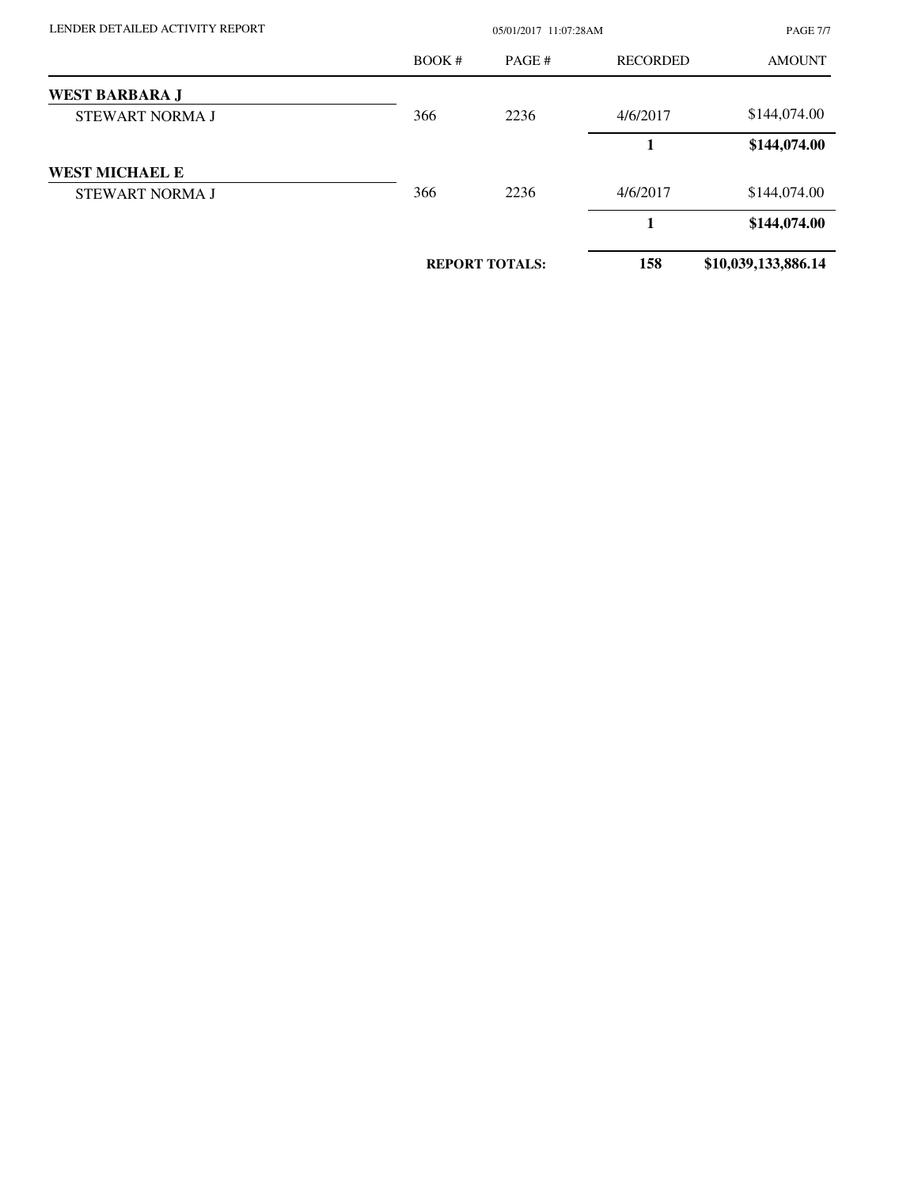| | BOOK # | PAGE # | RECORDED | AMOUNT |
|---|---|---|---|---|
| **WEST BARBARA J** | | | | |
| STEWART NORMA J | 366 | 2236 | 4/6/2017 | $144,074.00 |
| | | | **1** | **$144,074.00** |
| **WEST MICHAEL E** | | | | |
| STEWART NORMA J | 366 | 2236 | 4/6/2017 | $144,074.00 |
| | | | **1** | **$144,074.00** |
| | **REPORT TOTALS:** | | **158** | **$10,039,133,886.14** |